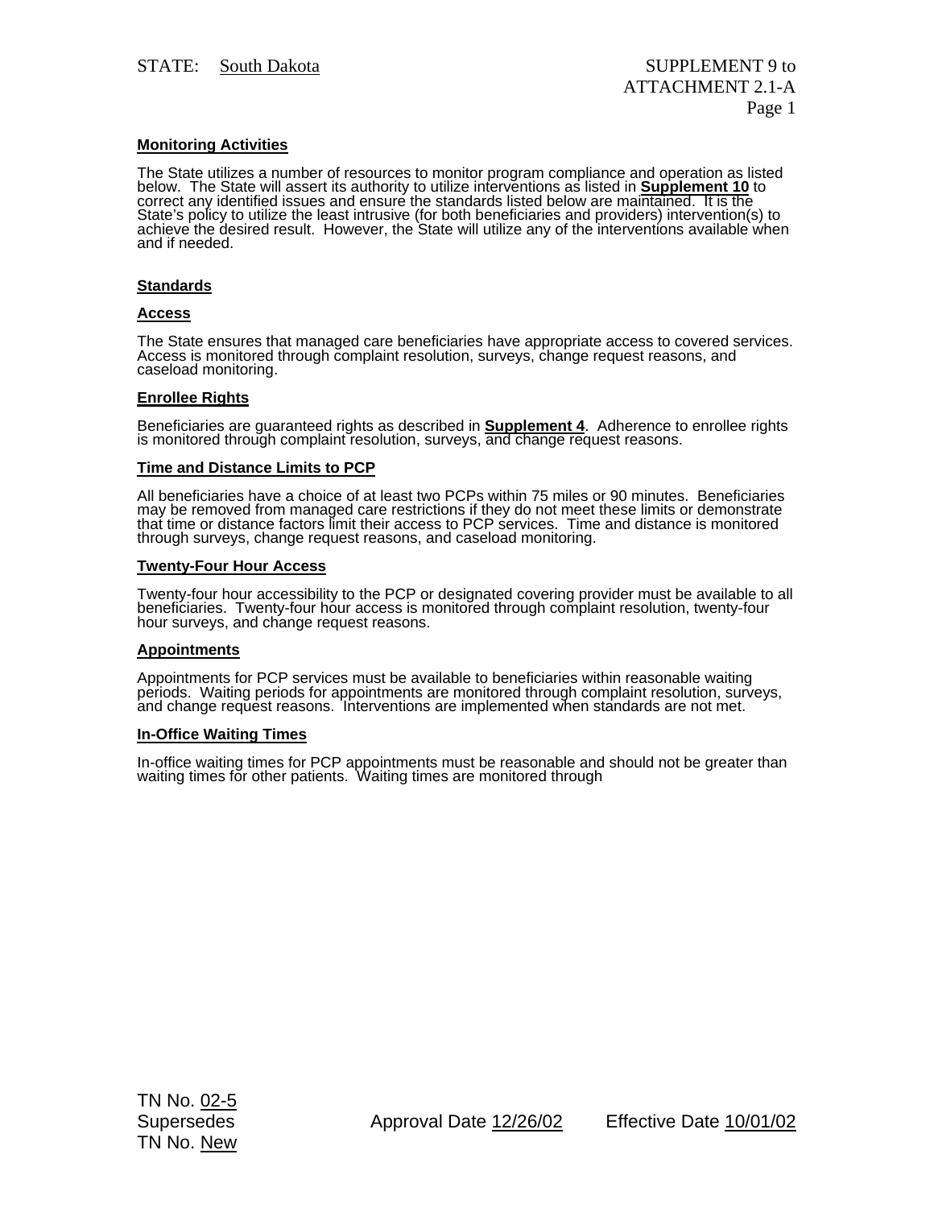STATE: South Dakota

SUPPLEMENT 9 to ATTACHMENT 2.1-A

### Monitoring Activities

The State utilizes a number of resources to monitor program compliance and operation as listed below. The State will assert its authority to utilize interventions as listed in **Supplement 10** to correct any identified issues and ensure the standards listed below are maintained. It is the State's policy to utilize the least intrusive (for both beneficiaries and providers) intervention(s) to achieve the desired result. However, the State will utilize any of the interventions available when and if needed.

### Standards

#### Access

The State ensures that managed care beneficiaries have appropriate access to covered services. Access is monitored through complaint resolution, surveys, change request reasons, and caseload monitoring.

#### Enrollee Rights

Beneficiaries are guaranteed rights as described in **Supplement 4**. Adherence to enrollee rights is monitored through complaint resolution, surveys, and change request reasons.

#### Time and Distance Limits to PCP

All beneficiaries have a choice of at least two PCPs within 75 miles or 90 minutes. Beneficiaries may be removed from managed care restrictions if they do not meet these limits or demonstrate that time or distance factors limit their access to PCP services. Time and distance is monitored through surveys, change request reasons, and caseload monitoring.

#### Twenty-Four Hour Access

Twenty-four hour accessibility to the PCP or designated covering provider must be available to all beneficiaries. Twenty-four hour access is monitored through complaint resolution, twenty-four hour surveys, and change request reasons.

#### Appointments

Appointments for PCP services must be available to beneficiaries within reasonable waiting periods. Waiting periods for appointments are monitored through complaint resolution, surveys, and change request reasons. Interventions are implemented when standards are not met.

#### In-Office Waiting Times

In-office waiting times for PCP appointments must be reasonable and should not be greater than waiting times for other patients. Waiting times are monitored through

TN No. 02-5
Supersedes
TN No. New

Approval Date 12/26/02

Effective Date 10/01/02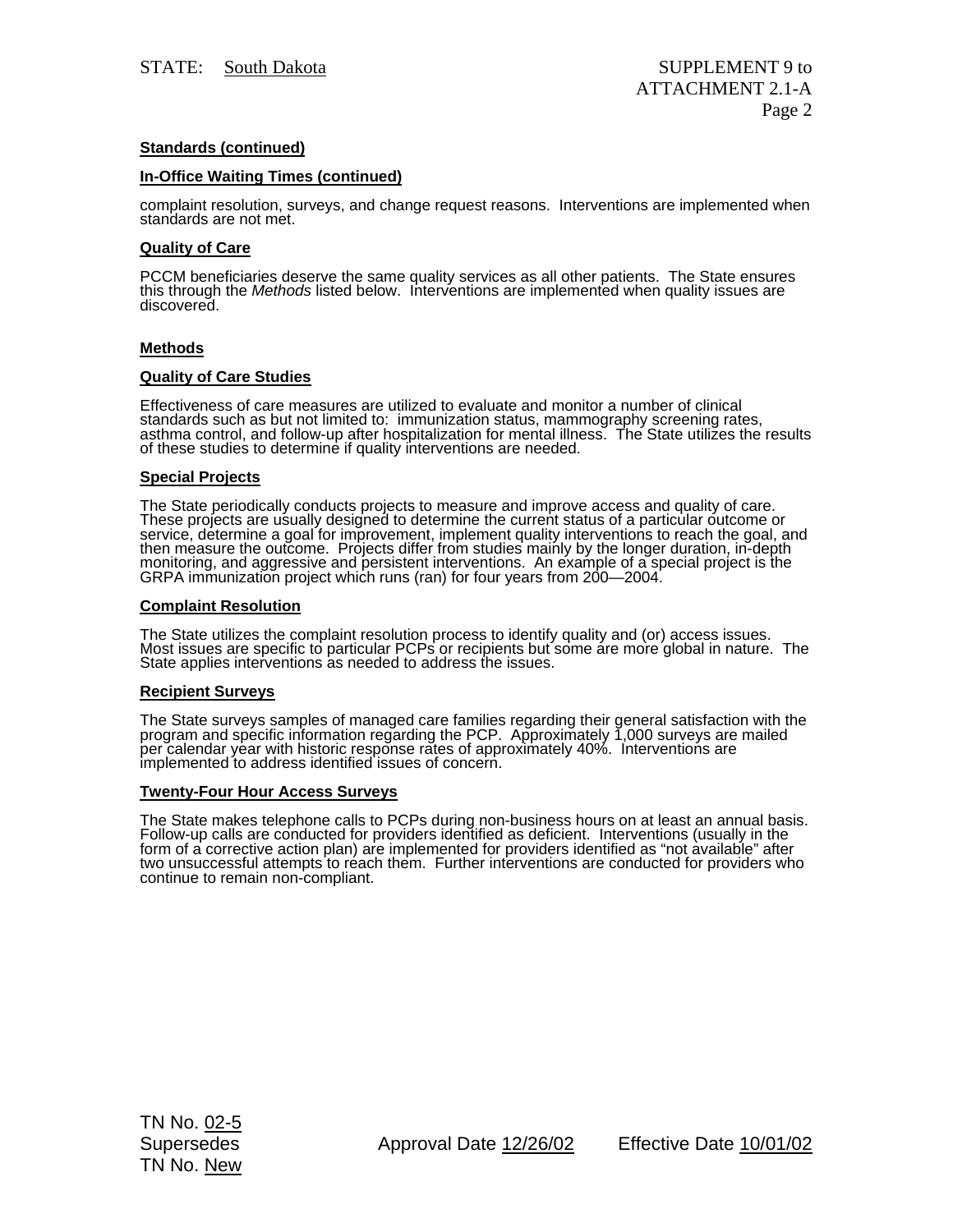**Standards (continued)**

**In-Office Waiting Times (continued)**

complaint resolution, surveys, and change request reasons. Interventions are implemented when standards are not met.

**Quality of Care**

PCCM beneficiaries deserve the same quality services as all other patients. The State ensures this through the *Methods* listed below. Interventions are implemented when quality issues are discovered.

**Methods**

**Quality of Care Studies**

Effectiveness of care measures are utilized to evaluate and monitor a number of clinical standards such as but not limited to: immunization status, mammography screening rates, asthma control, and follow-up after hospitalization for mental illness. The State utilizes the results of these studies to determine if quality interventions are needed.

**Special Projects**

The State periodically conducts projects to measure and improve access and quality of care. These projects are usually designed to determine the current status of a particular outcome or service, determine a goal for improvement, implement quality interventions to reach the goal, and then measure the outcome. Projects differ from studies mainly by the longer duration, in-depth monitoring, and aggressive and persistent interventions. An example of a special project is the GRPA immunization project which runs (ran) for four years from 200—2004.

**Complaint Resolution**

The State utilizes the complaint resolution process to identify quality and (or) access issues. Most issues are specific to particular PCPs or recipients but some are more global in nature. The State applies interventions as needed to address the issues.

**Recipient Surveys**

The State surveys samples of managed care families regarding their general satisfaction with the program and specific information regarding the PCP. Approximately 1,000 surveys are mailed per calendar year with historic response rates of approximately 40%. Interventions are implemented to address identified issues of concern.

**Twenty-Four Hour Access Surveys**

The State makes telephone calls to PCPs during non-business hours on at least an annual basis. Follow-up calls are conducted for providers identified as deficient. Interventions (usually in the form of a corrective action plan) are implemented for providers identified as "not available" after two unsuccessful attempts to reach them. Further interventions are conducted for providers who continue to remain non-compliant.

TN No. 02-5
Supersedes
TN No. New

Approval Date 12/26/02    Effective Date 10/01/02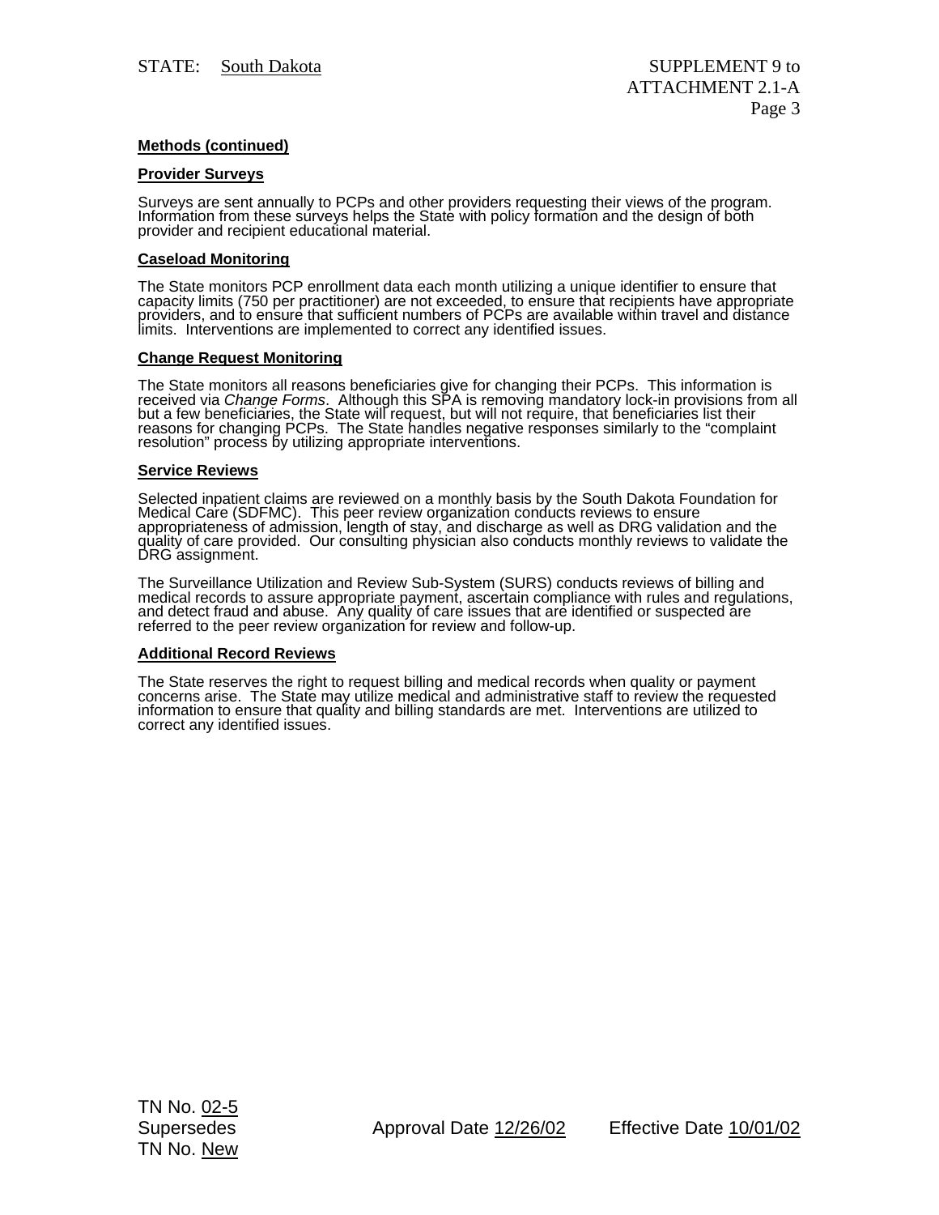**Methods (continued)**

**Provider Surveys**

Surveys are sent annually to PCPs and other providers requesting their views of the program. Information from these surveys helps the State with policy formation and the design of both provider and recipient educational material.

**Caseload Monitoring**

The State monitors PCP enrollment data each month utilizing a unique identifier to ensure that capacity limits (750 per practitioner) are not exceeded, to ensure that recipients have appropriate providers, and to ensure that sufficient numbers of PCPs are available within travel and distance limits. Interventions are implemented to correct any identified issues.

**Change Request Monitoring**

The State monitors all reasons beneficiaries give for changing their PCPs. This information is received via *Change Forms*. Although this SPA is removing mandatory lock-in provisions from all but a few beneficiaries, the State will request, but will not require, that beneficiaries list their reasons for changing PCPs. The State handles negative responses similarly to the "complaint resolution" process by utilizing appropriate interventions.

**Service Reviews**

Selected inpatient claims are reviewed on a monthly basis by the South Dakota Foundation for Medical Care (SDFMC). This peer review organization conducts reviews to ensure appropriateness of admission, length of stay, and discharge as well as DRG validation and the quality of care provided. Our consulting physician also conducts monthly reviews to validate the DRG assignment.

The Surveillance Utilization and Review Sub-System (SURS) conducts reviews of billing and medical records to assure appropriate payment, ascertain compliance with rules and regulations, and detect fraud and abuse. Any quality of care issues that are identified or suspected are referred to the peer review organization for review and follow-up.

**Additional Record Reviews**

The State reserves the right to request billing and medical records when quality or payment concerns arise. The State may utilize medical and administrative staff to review the requested information to ensure that quality and billing standards are met. Interventions are utilized to correct any identified issues.